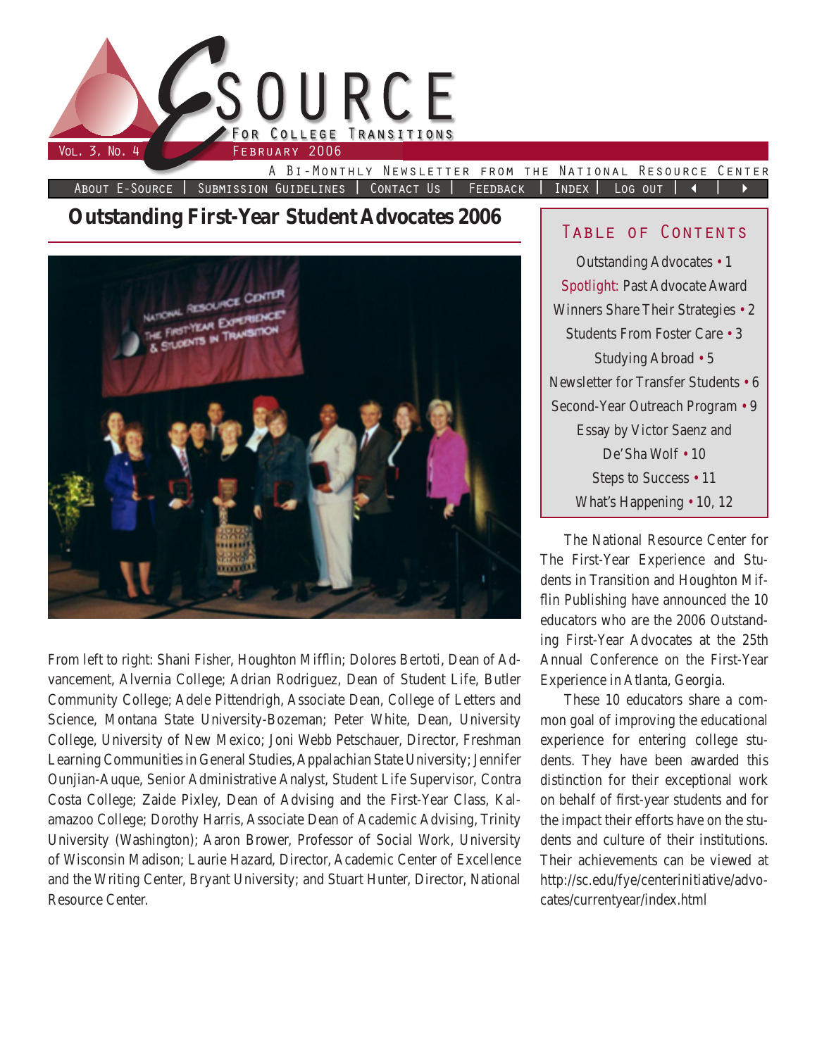# E-Source for College Transitions

Vol. 3, No. 4 — February 2006

A Bi-Monthly Newsletter from the National Resource Center

About E-Source | Submission Guidelines | Contact Us | Feedback | Index | Log out

## Outstanding First-Year Student Advocates 2006

From left to right: Shani Fisher, Houghton Mifflin; Dolores Bertoti, Dean of Advancement, Alvernia College; Adrian Rodriguez, Dean of Student Life, Butler Community College; Adele Pittendrigh, Associate Dean, College of Letters and Science, Montana State University-Bozeman; Peter White, Dean, University College, University of New Mexico; Joni Webb Petschauer, Director, Freshman Learning Communities in General Studies, Appalachian State University; Jennifer Ounjian-Auque, Senior Administrative Analyst, Student Life Supervisor, Contra Costa College; Zaide Pixley, Dean of Advising and the First-Year Class, Kalamazoo College; Dorothy Harris, Associate Dean of Academic Advising, Trinity University (Washington); Aaron Brower, Professor of Social Work, University of Wisconsin Madison; Laurie Hazard, Director, Academic Center of Excellence and the Writing Center, Bryant University; and Stuart Hunter, Director, National Resource Center.

### Table of Contents

- Outstanding Advocates • 1
- Spotlight: Past Advocate Award Winners Share Their Strategies • 2
- Students From Foster Care • 3
- Studying Abroad • 5
- Newsletter for Transfer Students • 6
- Second-Year Outreach Program • 9
- Essay by Victor Saenz and De'Sha Wolf • 10
- Steps to Success • 11
- What's Happening • 10, 12

The National Resource Center for The First-Year Experience and Students in Transition and Houghton Mifflin Publishing have announced the 10 educators who are the 2006 Outstanding First-Year Advocates at the 25th Annual Conference on the First-Year Experience in Atlanta, Georgia.

These 10 educators share a common goal of improving the educational experience for entering college students. They have been awarded this distinction for their exceptional work on behalf of first-year students and for the impact their efforts have on the students and culture of their institutions. Their achievements can be viewed at http://sc.edu/fye/centerinitiative/advocates/currentyear/index.html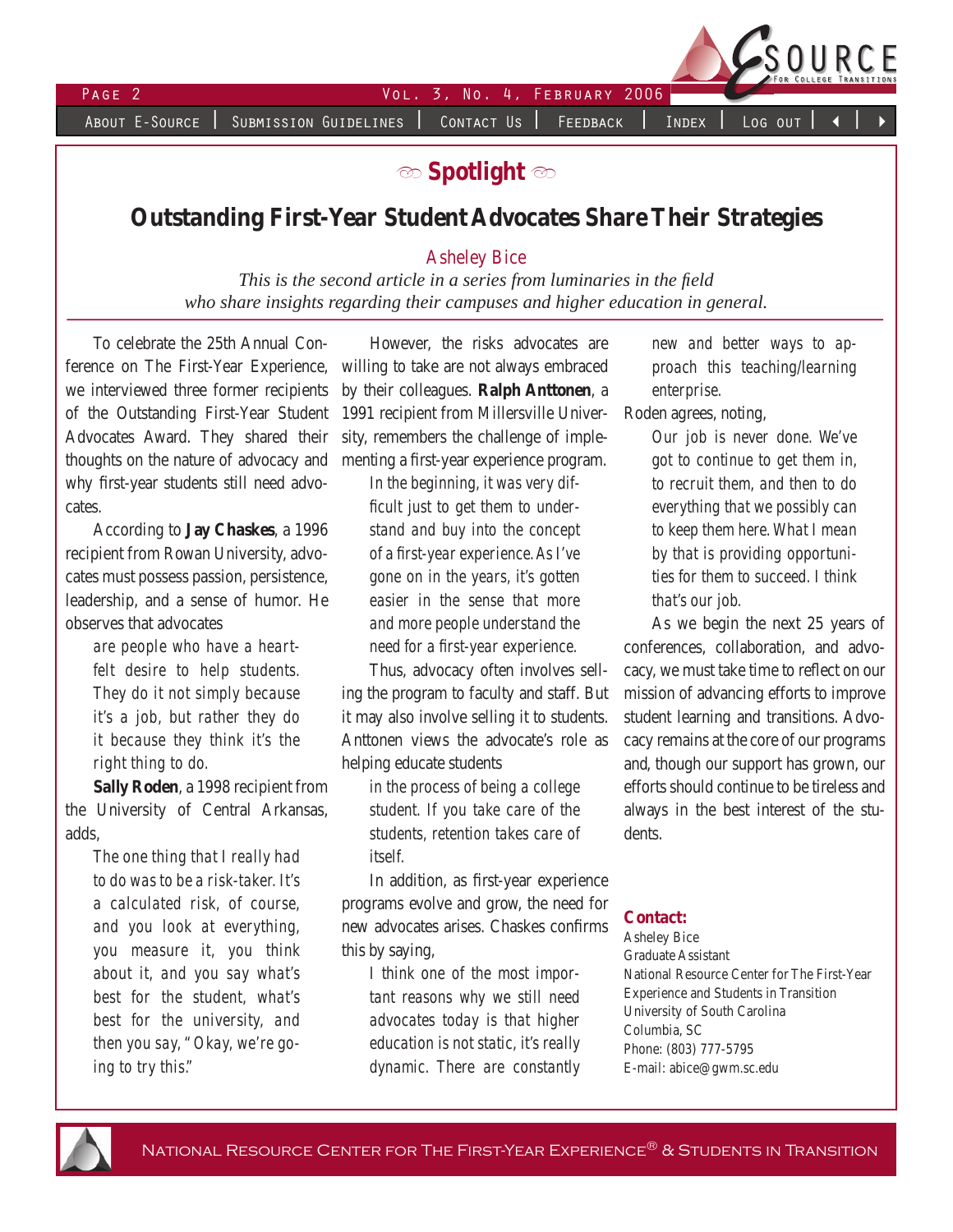## Spotlight

# Outstanding First-Year Student Advocates Share Their Strategies

Asheley Bice

*This is the second article in a series from luminaries in the field who share insights regarding their campuses and higher education in general.*

To celebrate the 25th Annual Conference on The First-Year Experience, we interviewed three former recipients of the Outstanding First-Year Student Advocates Award. They shared their thoughts on the nature of advocacy and why first-year students still need advocates.

According to **Jay Chaskes**, a 1996 recipient from Rowan University, advocates must possess passion, persistence, leadership, and a sense of humor. He observes that advocates

> are people who have a heartfelt desire to help students. They do it not simply because it's a job, but rather they do it because they think it's the right thing to do.

**Sally Roden**, a 1998 recipient from the University of Central Arkansas, adds,

> The one thing that I really had to do was to be a risk-taker. It's a calculated risk, of course, and you look at everything, you measure it, you think about it, and you say what's best for the student, what's best for the university, and then you say, "Okay, we're going to try this."

However, the risks advocates are willing to take are not always embraced by their colleagues. **Ralph Anttonen**, a 1991 recipient from Millersville University, remembers the challenge of implementing a first-year experience program.

> In the beginning, it was very difficult just to get them to understand and buy into the concept of a first-year experience. As I've gone on in the years, it's gotten easier in the sense that more and more people understand the need for a first-year experience.

Thus, advocacy often involves selling the program to faculty and staff. But it may also involve selling it to students. Anttonen views the advocate's role as helping educate students

> in the process of being a college student. If you take care of the students, retention takes care of itself.

In addition, as first-year experience programs evolve and grow, the need for new advocates arises. Chaskes confirms this by saying,

> I think one of the most important reasons why we still need advocates today is that higher education is not static, it's really dynamic. There are constantly new and better ways to approach this teaching/learning enterprise.

Roden agrees, noting,

> Our job is never done. We've got to continue to get them in, to recruit them, and then to do everything that we possibly can to keep them here. What I mean by that is providing opportunities for them to succeed. I think that's our job.

As we begin the next 25 years of conferences, collaboration, and advocacy, we must take time to reflect on our mission of advancing efforts to improve student learning and transitions. Advocacy remains at the core of our programs and, though our support has grown, our efforts should continue to be tireless and always in the best interest of the students.

**Contact:**
Asheley Bice
Graduate Assistant
National Resource Center for The First-Year Experience and Students in Transition
University of South Carolina
Columbia, SC
Phone: (803) 777-5795
E-mail: abice@gwm.sc.edu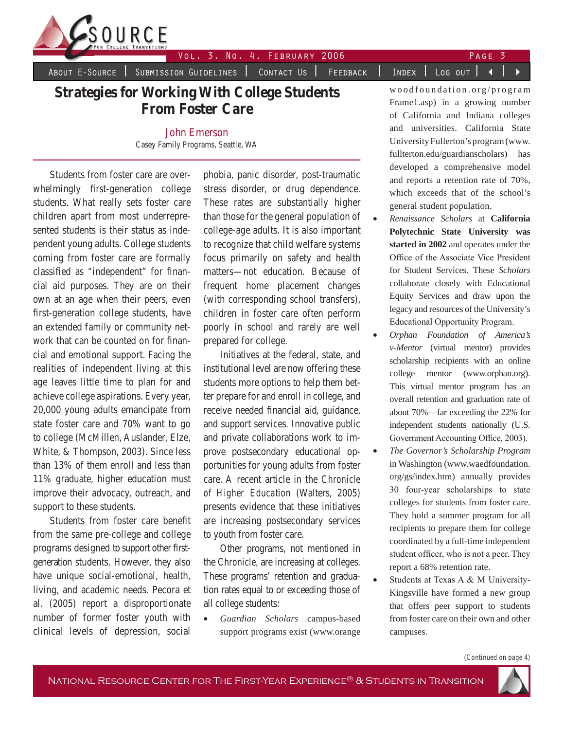# Strategies for Working With College Students From Foster Care

John Emerson
Casey Family Programs, Seattle, WA

Students from foster care are overwhelmingly first-generation college students. What really sets foster care children apart from most underrepresented students is their status as independent young adults. College students coming from foster care are formally classified as "independent" for financial aid purposes. They are on their own at an age when their peers, even first-generation college students, have an extended family or community network that can be counted on for financial and emotional support. Facing the realities of independent living at this age leaves little time to plan for and achieve college aspirations. Every year, 20,000 young adults emancipate from state foster care and 70% want to go to college (McMillen, Auslander, Elze, White, & Thompson, 2003). Since less than 13% of them enroll and less than 11% graduate, higher education must improve their advocacy, outreach, and support to these students.

Students from foster care benefit from the same pre-college and college programs designed to support other first-generation students. However, they also have unique social-emotional, health, living, and academic needs. Pecora et al. (2005) report a disproportionate number of former foster youth with clinical levels of depression, social phobia, panic disorder, post-traumatic stress disorder, or drug dependence. These rates are substantially higher than those for the general population of college-age adults. It is also important to recognize that child welfare systems focus primarily on safety and health matters—not education. Because of frequent home placement changes (with corresponding school transfers), children in foster care often perform poorly in school and rarely are well prepared for college.

Initiatives at the federal, state, and institutional level are now offering these students more options to help them better prepare for and enroll in college, and receive needed financial aid, guidance, and support services. Innovative public and private collaborations work to improve postsecondary educational opportunities for young adults from foster care. A recent article in the *Chronicle of Higher Education* (Walters, 2005) presents evidence that these initiatives are increasing postsecondary services to youth from foster care.

Other programs, not mentioned in the *Chronicle*, are increasing at colleges. These programs' retention and graduation rates equal to or exceeding those of all college students:

- *Guardian Scholars* campus-based support programs exist (www.orangewoodfoundation.org/programFrame1.asp) in a growing number of California and Indiana colleges and universities. California State University Fullerton's program (www.fullterton.edu/guardianscholars) has developed a comprehensive model and reports a retention rate of 70%, which exceeds that of the school's general student population.
- *Renaissance Scholars* at **California Polytechnic State University was started in 2002** and operates under the Office of the Associate Vice President for Student Services. These *Scholars* collaborate closely with Educational Equity Services and draw upon the legacy and resources of the University's Educational Opportunity Program.
- *Orphan Foundation of America's v-Mentor* (virtual mentor) provides scholarship recipients with an online college mentor (www.orphan.org). This virtual mentor program has an overall retention and graduation rate of about 70%—far exceeding the 22% for independent students nationally (U.S. Government Accounting Office, 2003).
- *The Governor's Scholarship Program* in Washington (www.waedfoundation.org/gs/index.htm) annually provides 30 four-year scholarships to state colleges for students from foster care. They hold a summer program for all recipients to prepare them for college coordinated by a full-time independent student officer, who is not a peer. They report a 68% retention rate.
- Students at Texas A & M University-Kingsville have formed a new group that offers peer support to students from foster care on their own and other campuses.

(Continued on page 4)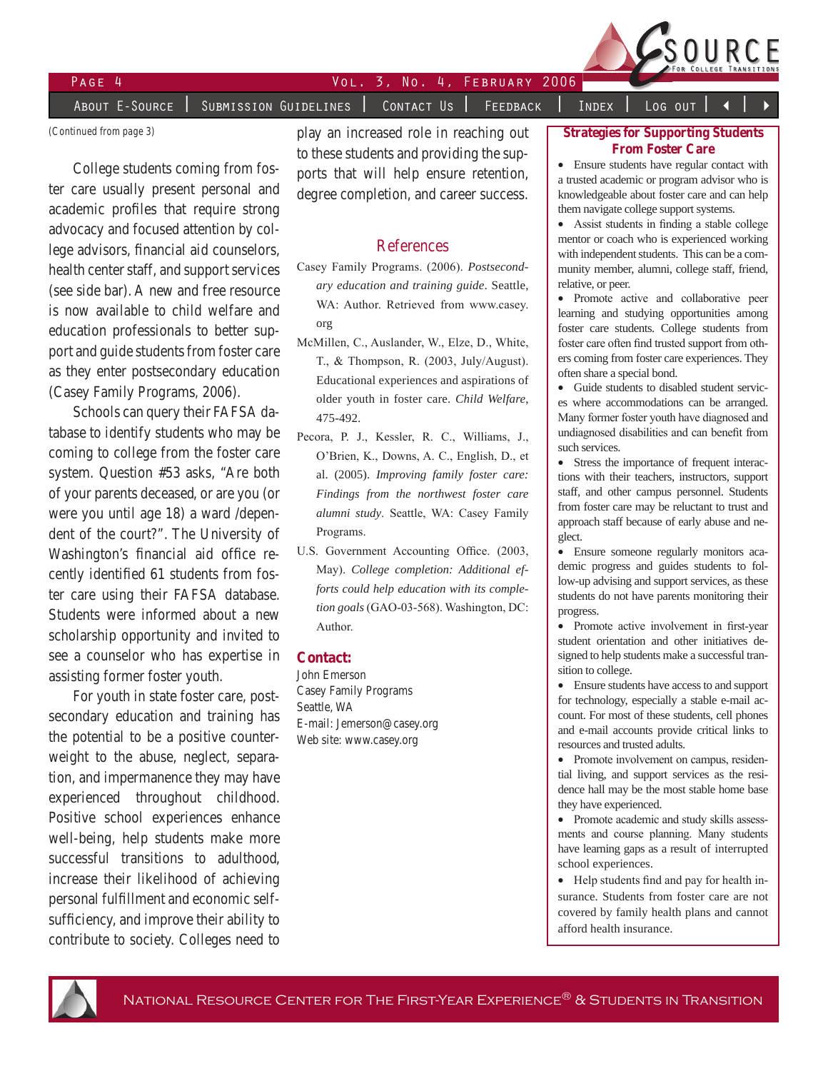(Continued from page 3)

College students coming from foster care usually present personal and academic profiles that require strong advocacy and focused attention by college advisors, financial aid counselors, health center staff, and support services (see side bar). A new and free resource is now available to child welfare and education professionals to better support and guide students from foster care as they enter postsecondary education (Casey Family Programs, 2006).

Schools can query their FAFSA database to identify students who may be coming to college from the foster care system. Question #53 asks, "Are both of your parents deceased, or are you (or were you until age 18) a ward /dependent of the court?". The University of Washington's financial aid office recently identified 61 students from foster care using their FAFSA database. Students were informed about a new scholarship opportunity and invited to see a counselor who has expertise in assisting former foster youth.

For youth in state foster care, postsecondary education and training has the potential to be a positive counterweight to the abuse, neglect, separation, and impermanence they may have experienced throughout childhood. Positive school experiences enhance well-being, help students make more successful transitions to adulthood, increase their likelihood of achieving personal fulfillment and economic self-sufficiency, and improve their ability to contribute to society. Colleges need to play an increased role in reaching out to these students and providing the supports that will help ensure retention, degree completion, and career success.

## References

Casey Family Programs. (2006). *Postsecondary education and training guide*. Seattle, WA: Author. Retrieved from www.casey.org

McMillen, C., Auslander, W., Elze, D., White, T., & Thompson, R. (2003, July/August). Educational experiences and aspirations of older youth in foster care. *Child Welfare*, 475-492.

Pecora, P. J., Kessler, R. C., Williams, J., O'Brien, K., Downs, A. C., English, D., et al. (2005). *Improving family foster care: Findings from the northwest foster care alumni study*. Seattle, WA: Casey Family Programs.

U.S. Government Accounting Office. (2003, May). *College completion: Additional efforts could help education with its completion goals* (GAO-03-568). Washington, DC: Author.

## Contact:

John Emerson
Casey Family Programs
Seattle, WA
E-mail: Jemerson@casey.org
Web site: www.casey.org

## Strategies for Supporting Students From Foster Care

- Ensure students have regular contact with a trusted academic or program advisor who is knowledgeable about foster care and can help them navigate college support systems.
- Assist students in finding a stable college mentor or coach who is experienced working with independent students. This can be a community member, alumni, college staff, friend, relative, or peer.
- Promote active and collaborative peer learning and studying opportunities among foster care students. College students from foster care often find trusted support from others coming from foster care experiences. They often share a special bond.
- Guide students to disabled student services where accommodations can be arranged. Many former foster youth have diagnosed and undiagnosed disabilities and can benefit from such services.
- Stress the importance of frequent interactions with their teachers, instructors, support staff, and other campus personnel. Students from foster care may be reluctant to trust and approach staff because of early abuse and neglect.
- Ensure someone regularly monitors academic progress and guides students to follow-up advising and support services, as these students do not have parents monitoring their progress.
- Promote active involvement in first-year student orientation and other initiatives designed to help students make a successful transition to college.
- Ensure students have access to and support for technology, especially a stable e-mail account. For most of these students, cell phones and e-mail accounts provide critical links to resources and trusted adults.
- Promote involvement on campus, residential living, and support services as the residence hall may be the most stable home base they have experienced.
- Promote academic and study skills assessments and course planning. Many students have learning gaps as a result of interrupted school experiences.
- Help students find and pay for health insurance. Students from foster care are not covered by family health plans and cannot afford health insurance.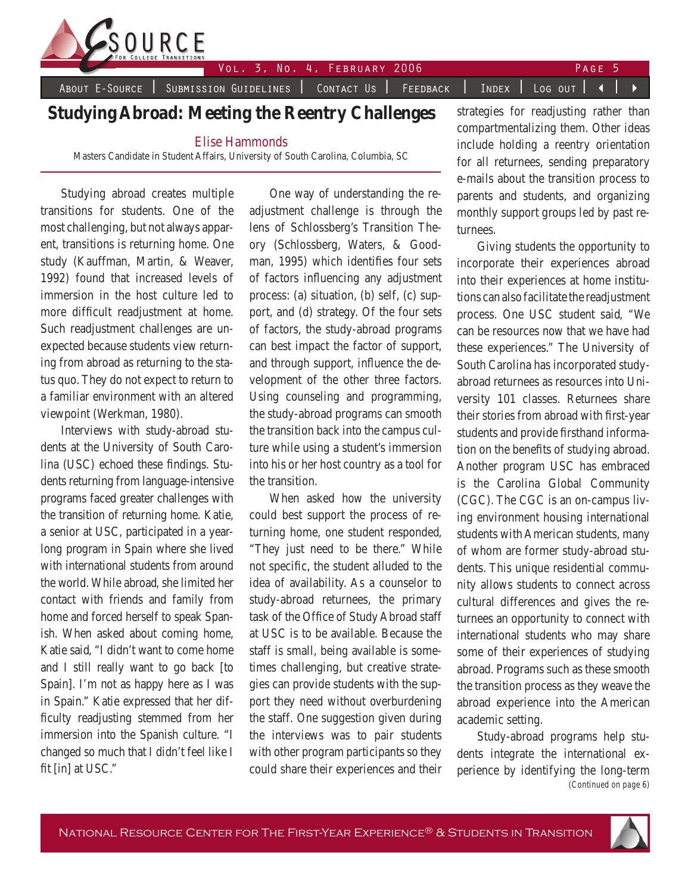# Studying Abroad: Meeting the Reentry Challenges

Elise Hammonds
Masters Candidate in Student Affairs, University of South Carolina, Columbia, SC

Studying abroad creates multiple transitions for students. One of the most challenging, but not always apparent, transitions is returning home. One study (Kauffman, Martin, & Weaver, 1992) found that increased levels of immersion in the host culture led to more difficult readjustment at home. Such readjustment challenges are unexpected because students view returning from abroad as returning to the status quo. They do not expect to return to a familiar environment with an altered viewpoint (Werkman, 1980).

Interviews with study-abroad students at the University of South Carolina (USC) echoed these findings. Students returning from language-intensive programs faced greater challenges with the transition of returning home. Katie, a senior at USC, participated in a year-long program in Spain where she lived with international students from around the world. While abroad, she limited her contact with friends and family from home and forced herself to speak Spanish. When asked about coming home, Katie said, "I didn't want to come home and I still really want to go back [to Spain]. I'm not as happy here as I was in Spain." Katie expressed that her difficulty readjusting stemmed from her immersion into the Spanish culture. "I changed so much that I didn't feel like I fit [in] at USC."

One way of understanding the readjustment challenge is through the lens of Schlossberg's Transition Theory (Schlossberg, Waters, & Goodman, 1995) which identifies four sets of factors influencing any adjustment process: (a) situation, (b) self, (c) support, and (d) strategy. Of the four sets of factors, the study-abroad programs can best impact the factor of support, and through support, influence the development of the other three factors. Using counseling and programming, the study-abroad programs can smooth the transition back into the campus culture while using a student's immersion into his or her host country as a tool for the transition.

When asked how the university could best support the process of returning home, one student responded, "They just need to be there." While not specific, the student alluded to the idea of availability. As a counselor to study-abroad returnees, the primary task of the Office of Study Abroad staff at USC is to be available. Because the staff is small, being available is sometimes challenging, but creative strategies can provide students with the support they need without overburdening the staff. One suggestion given during the interviews was to pair students with other program participants so they could share their experiences and their strategies for readjusting rather than compartmentalizing them. Other ideas include holding a reentry orientation for all returnees, sending preparatory e-mails about the transition process to parents and students, and organizing monthly support groups led by past returnees.

Giving students the opportunity to incorporate their experiences abroad into their experiences at home institutions can also facilitate the readjustment process. One USC student said, "We can be resources now that we have had these experiences." The University of South Carolina has incorporated study-abroad returnees as resources into University 101 classes. Returnees share their stories from abroad with first-year students and provide firsthand information on the benefits of studying abroad. Another program USC has embraced is the Carolina Global Community (CGC). The CGC is an on-campus living environment housing international students with American students, many of whom are former study-abroad students. This unique residential community allows students to connect across cultural differences and gives the returnees an opportunity to connect with international students who may share some of their experiences of studying abroad. Programs such as these smooth the transition process as they weave the abroad experience into the American academic setting.

Study-abroad programs help students integrate the international experience by identifying the long-term

(Continued on page 6)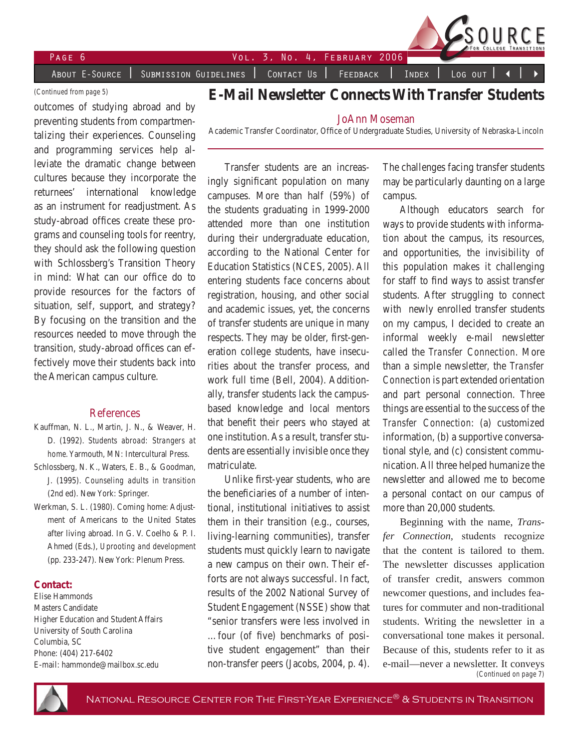(Continued from page 5)

outcomes of studying abroad and by preventing students from compartmentalizing their experiences. Counseling and programming services help alleviate the dramatic change between cultures because they incorporate the returnees' international knowledge as an instrument for readjustment. As study-abroad offices create these programs and counseling tools for reentry, they should ask the following question with Schlossberg's Transition Theory in mind: What can our office do to provide resources for the factors of situation, self, support, and strategy? By focusing on the transition and the resources needed to move through the transition, study-abroad offices can effectively move their students back into the American campus culture.

## References

Kauffman, N. L., Martin, J. N., & Weaver, H. D. (1992). *Students abroad: Strangers at home*. Yarmouth, MN: Intercultural Press.

Schlossberg, N. K., Waters, E. B., & Goodman, J. (1995). *Counseling adults in transition* (2nd ed). New York: Springer.

Werkman, S. L. (1980). Coming home: Adjustment of Americans to the United States after living abroad. In G. V. Coelho & P. I. Ahmed (Eds.), *Uprooting and development* (pp. 233-247). New York: Plenum Press.

**Contact:**

Elise Hammonds
Masters Candidate
Higher Education and Student Affairs
University of South Carolina
Columbia, SC
Phone: (404) 217-6402
E-mail: hammonde@mailbox.sc.edu

# E-Mail Newsletter Connects With Transfer Students

JoAnn Moseman
Academic Transfer Coordinator, Office of Undergraduate Studies, University of Nebraska-Lincoln

Transfer students are an increasingly significant population on many campuses. More than half (59%) of the students graduating in 1999-2000 attended more than one institution during their undergraduate education, according to the National Center for Education Statistics (NCES, 2005). All entering students face concerns about registration, housing, and other social and academic issues, yet, the concerns of transfer students are unique in many respects. They may be older, first-generation college students, have insecurities about the transfer process, and work full time (Bell, 2004). Additionally, transfer students lack the campus-based knowledge and local mentors that benefit their peers who stayed at one institution. As a result, transfer students are essentially invisible once they matriculate.

Unlike first-year students, who are the beneficiaries of a number of intentional, institutional initiatives to assist them in their transition (e.g., courses, living-learning communities), transfer students must quickly learn to navigate a new campus on their own. Their efforts are not always successful. In fact, results of the 2002 National Survey of Student Engagement (NSSE) show that "senior transfers were less involved in ... four (of five) benchmarks of positive student engagement" than their non-transfer peers (Jacobs, 2004, p. 4). The challenges facing transfer students may be particularly daunting on a large campus.

Although educators search for ways to provide students with information about the campus, its resources, and opportunities, the invisibility of this population makes it challenging for staff to find ways to assist transfer students. After struggling to connect with newly enrolled transfer students on my campus, I decided to create an informal weekly e-mail newsletter called the *Transfer Connection*. More than a simple newsletter, the *Transfer Connection* is part extended orientation and part personal connection. Three things are essential to the success of the *Transfer Connection*: (a) customized information, (b) a supportive conversational style, and (c) consistent communication. All three helped humanize the newsletter and allowed me to become a personal contact on our campus of more than 20,000 students.

Beginning with the name, *Transfer Connection*, students recognize that the content is tailored to them. The newsletter discusses application of transfer credit, answers common newcomer questions, and includes features for commuter and non-traditional students. Writing the newsletter in a conversational tone makes it personal. Because of this, students refer to it as e-mail—never a newsletter. It conveys

(Continued on page 7)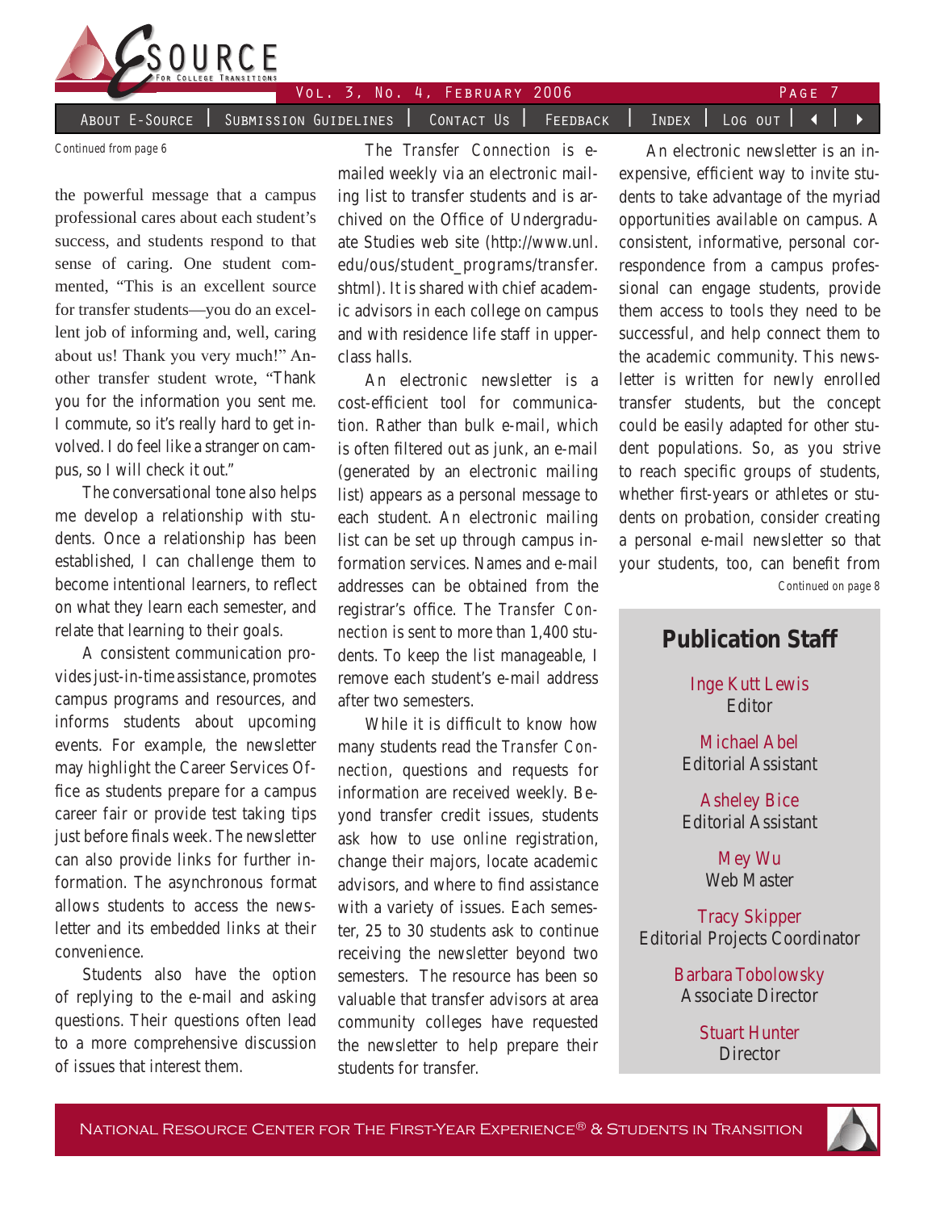*Continued from page 6*

the powerful message that a campus professional cares about each student's success, and students respond to that sense of caring. One student commented, "This is an excellent source for transfer students—you do an excellent job of informing and, well, caring about us! Thank you very much!" Another transfer student wrote, "Thank you for the information you sent me. I commute, so it's really hard to get involved. I do feel like a stranger on campus, so I will check it out."

The conversational tone also helps me develop a relationship with students. Once a relationship has been established, I can challenge them to become intentional learners, to reflect on what they learn each semester, and relate that learning to their goals.

A consistent communication provides just-in-time assistance, promotes campus programs and resources, and informs students about upcoming events. For example, the newsletter may highlight the Career Services Office as students prepare for a campus career fair or provide test taking tips just before finals week. The newsletter can also provide links for further information. The asynchronous format allows students to access the newsletter and its embedded links at their convenience.

Students also have the option of replying to the e-mail and asking questions. Their questions often lead to a more comprehensive discussion of issues that interest them.

The *Transfer Connection* is e-mailed weekly via an electronic mailing list to transfer students and is archived on the Office of Undergraduate Studies web site (http://www.unl.edu/ous/student_programs/transfer.shtml). It is shared with chief academic advisors in each college on campus and with residence life staff in upper-class halls.

An electronic newsletter is a cost-efficient tool for communication. Rather than bulk e-mail, which is often filtered out as junk, an e-mail (generated by an electronic mailing list) appears as a personal message to each student. An electronic mailing list can be set up through campus information services. Names and e-mail addresses can be obtained from the registrar's office. The *Transfer Connection* is sent to more than 1,400 students. To keep the list manageable, I remove each student's e-mail address after two semesters.

While it is difficult to know how many students read the *Transfer Connection*, questions and requests for information are received weekly. Beyond transfer credit issues, students ask how to use online registration, change their majors, locate academic advisors, and where to find assistance with a variety of issues. Each semester, 25 to 30 students ask to continue receiving the newsletter beyond two semesters. The resource has been so valuable that transfer advisors at area community colleges have requested the newsletter to help prepare their students for transfer.

An electronic newsletter is an inexpensive, efficient way to invite students to take advantage of the myriad opportunities available on campus. A consistent, informative, personal correspondence from a campus professional can engage students, provide them access to tools they need to be successful, and help connect them to the academic community. This newsletter is written for newly enrolled transfer students, but the concept could be easily adapted for other student populations. So, as you strive to reach specific groups of students, whether first-years or athletes or students on probation, consider creating a personal e-mail newsletter so that your students, too, can benefit from

*Continued on page 8*

## Publication Staff

Inge Kutt Lewis
Editor

Michael Abel
Editorial Assistant

Ashley Bice
Editorial Assistant

Mey Wu
Web Master

Tracy Skipper
Editorial Projects Coordinator

Barbara Tobolowsky
Associate Director

Stuart Hunter
Director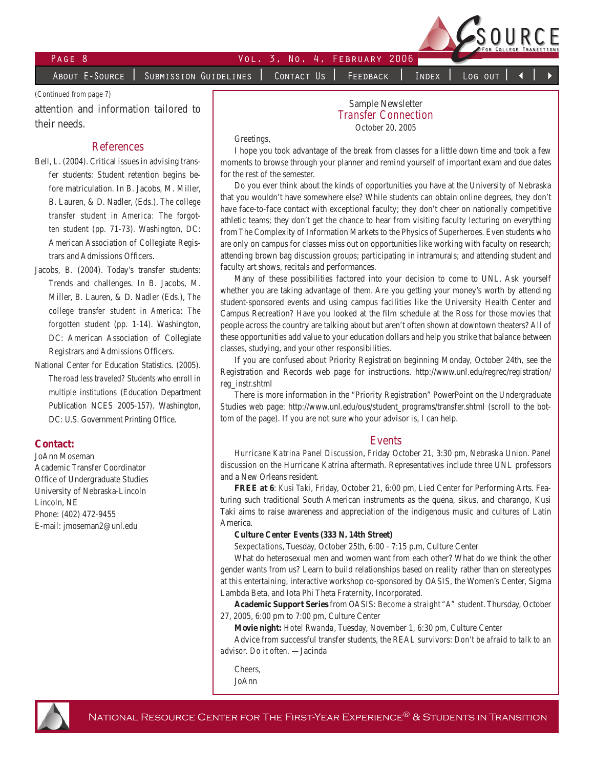(Continued from page 7)

attention and information tailored to their needs.

## References

Bell, L. (2004). Critical issues in advising transfer students: Student retention begins before matriculation. In B. Jacobs, M. Miller, B. Lauren, & D. Nadler, (Eds.), *The college transfer student in America: The forgotten student* (pp. 71-73). Washington, DC: American Association of Collegiate Registrars and Admissions Officers.

Jacobs, B. (2004). Today's transfer students: Trends and challenges. In B. Jacobs, M. Miller, B. Lauren, & D. Nadler (Eds.), *The college transfer student in America: The forgotten student* (pp. 1-14). Washington, DC: American Association of Collegiate Registrars and Admissions Officers.

National Center for Education Statistics. (2005). *The road less traveled? Students who enroll in multiple institutions* (Education Department Publication NCES 2005-157). Washington, DC: U.S. Government Printing Office.

**Contact:**

JoAnn Moseman
Academic Transfer Coordinator
Office of Undergraduate Studies
University of Nebraska-Lincoln
Lincoln, NE
Phone: (402) 472-9455
E-mail: jmoseman2@unl.edu

---

Sample Newsletter

## Transfer Connection

October 20, 2005

Greetings,

I hope you took advantage of the break from classes for a little down time and took a few moments to browse through your planner and remind yourself of important exam and due dates for the rest of the semester.

Do you ever think about the kinds of opportunities you have at the University of Nebraska that you wouldn't have somewhere else? While students can obtain online degrees, they don't have face-to-face contact with exceptional faculty; they don't cheer on nationally competitive athletic teams; they don't get the chance to hear from visiting faculty lecturing on everything from The Complexity of Information Markets to the Physics of Superheroes. Even students who are only on campus for classes miss out on opportunities like working with faculty on research; attending brown bag discussion groups; participating in intramurals; and attending student and faculty art shows, recitals and performances.

Many of these possibilities factored into your decision to come to UNL. Ask yourself whether you are taking advantage of them. Are you getting your money's worth by attending student-sponsored events and using campus facilities like the University Health Center and Campus Recreation? Have you looked at the film schedule at the Ross for those movies that people across the country are talking about but aren't often shown at downtown theaters? All of these opportunities add value to your education dollars and help you strike that balance between classes, studying, and your other responsibilities.

If you are confused about Priority Registration beginning Monday, October 24th, see the Registration and Records web page for instructions. http://www.unl.edu/regrec/registration/reg_instr.shtml

There is more information in the "Priority Registration" PowerPoint on the Undergraduate Studies web page: http://www.unl.edu/ous/student_programs/transfer.shtml (scroll to the bottom of the page). If you are not sure who your advisor is, I can help.

### Events

*Hurricane Katrina Panel Discussion*, Friday October 21, 3:30 pm, Nebraska Union. Panel discussion on the Hurricane Katrina aftermath. Representatives include three UNL professors and a New Orleans resident.

**FREE at 6**: *Kusi Taki*, Friday, October 21, 6:00 pm, Lied Center for Performing Arts. Featuring such traditional South American instruments as the quena, sikus, and charango, Kusi Taki aims to raise awareness and appreciation of the indigenous music and cultures of Latin America.

**Culture Center Events (333 N. 14th Street)**

*Sexpectations*, Tuesday, October 25th, 6:00 - 7:15 p.m, Culture Center

What do heterosexual men and women want from each other? What do we think the other gender wants from us? Learn to build relationships based on reality rather than on stereotypes at this entertaining, interactive workshop co-sponsored by OASIS, the Women's Center, Sigma Lambda Beta, and Iota Phi Theta Fraternity, Incorporated.

**Academic Support Series** from OASIS: *Become a straight "A" student.* Thursday, October 27, 2005, 6:00 pm to 7:00 pm, Culture Center

**Movie night:** *Hotel Rwanda*, Tuesday, November 1, 6:30 pm, Culture Center

Advice from successful transfer students, the REAL survivors: *Don't be afraid to talk to an advisor. Do it often.* —Jacinda

Cheers,
JoAnn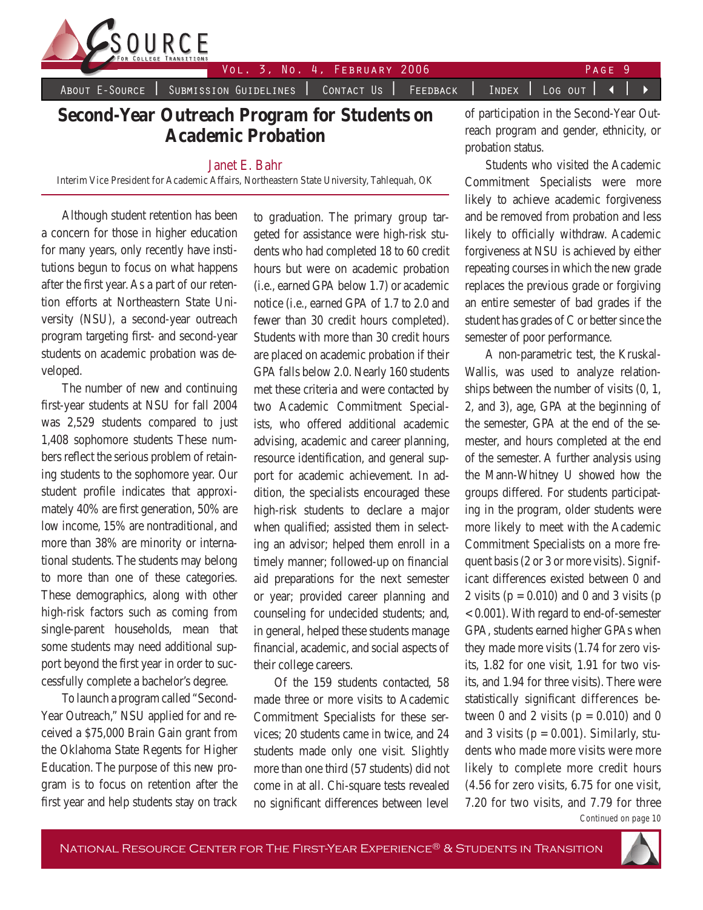# Second-Year Outreach Program for Students on Academic Probation

Janet E. Bahr

Interim Vice President for Academic Affairs, Northeastern State University, Tahlequah, OK

Although student retention has been a concern for those in higher education for many years, only recently have institutions begun to focus on what happens after the first year. As a part of our retention efforts at Northeastern State University (NSU), a second-year outreach program targeting first- and second-year students on academic probation was developed.

The number of new and continuing first-year students at NSU for fall 2004 was 2,529 students compared to just 1,408 sophomore students These numbers reflect the serious problem of retaining students to the sophomore year. Our student profile indicates that approximately 40% are first generation, 50% are low income, 15% are nontraditional, and more than 38% are minority or international students. The students may belong to more than one of these categories. These demographics, along with other high-risk factors such as coming from single-parent households, mean that some students may need additional support beyond the first year in order to successfully complete a bachelor's degree.

To launch a program called "Second-Year Outreach," NSU applied for and received a $75,000 Brain Gain grant from the Oklahoma State Regents for Higher Education. The purpose of this new program is to focus on retention after the first year and help students stay on track to graduation. The primary group targeted for assistance were high-risk students who had completed 18 to 60 credit hours but were on academic probation (i.e., earned GPA below 1.7) or academic notice (i.e., earned GPA of 1.7 to 2.0 and fewer than 30 credit hours completed). Students with more than 30 credit hours are placed on academic probation if their GPA falls below 2.0. Nearly 160 students met these criteria and were contacted by two Academic Commitment Specialists, who offered additional academic advising, academic and career planning, resource identification, and general support for academic achievement. In addition, the specialists encouraged these high-risk students to declare a major when qualified; assisted them in selecting an advisor; helped them enroll in a timely manner; followed-up on financial aid preparations for the next semester or year; provided career planning and counseling for undecided students; and, in general, helped these students manage financial, academic, and social aspects of their college careers.

Of the 159 students contacted, 58 made three or more visits to Academic Commitment Specialists for these services; 20 students came in twice, and 24 students made only one visit. Slightly more than one third (57 students) did not come in at all. Chi-square tests revealed no significant differences between level of participation in the Second-Year Outreach program and gender, ethnicity, or probation status.

Students who visited the Academic Commitment Specialists were more likely to achieve academic forgiveness and be removed from probation and less likely to officially withdraw. Academic forgiveness at NSU is achieved by either repeating courses in which the new grade replaces the previous grade or forgiving an entire semester of bad grades if the student has grades of C or better since the semester of poor performance.

A non-parametric test, the Kruskal-Wallis, was used to analyze relationships between the number of visits (0, 1, 2, and 3), age, GPA at the beginning of the semester, GPA at the end of the semester, and hours completed at the end of the semester. A further analysis using the Mann-Whitney U showed how the groups differed. For students participating in the program, older students were more likely to meet with the Academic Commitment Specialists on a more frequent basis (2 or 3 or more visits). Significant differences existed between 0 and 2 visits ($p = 0.010$) and 0 and 3 visits ($p < 0.001$). With regard to end-of-semester GPA, students earned higher GPAs when they made more visits (1.74 for zero visits, 1.82 for one visit, 1.91 for two visits, and 1.94 for three visits). There were statistically significant differences between 0 and 2 visits ($p = 0.010$) and 0 and 3 visits ($p = 0.001$). Similarly, students who made more visits were more likely to complete more credit hours (4.56 for zero visits, 6.75 for one visit, 7.20 for two visits, and 7.79 for three

*Continued on page 10*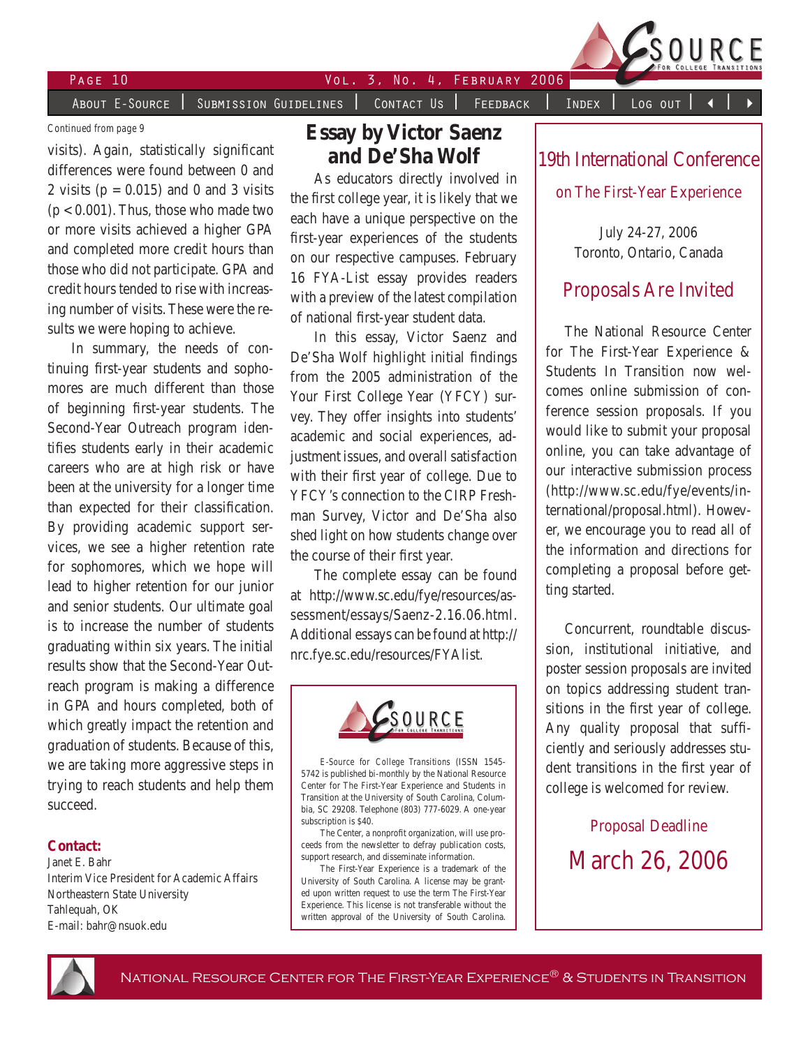Continued from page 9

visits). Again, statistically significant differences were found between 0 and 2 visits ($p = 0.015$) and 0 and 3 visits ($p < 0.001$). Thus, those who made two or more visits achieved a higher GPA and completed more credit hours than those who did not participate. GPA and credit hours tended to rise with increasing number of visits. These were the results we were hoping to achieve.

In summary, the needs of continuing first-year students and sophomores are much different than those of beginning first-year students. The Second-Year Outreach program identifies students early in their academic careers who are at high risk or have been at the university for a longer time than expected for their classification. By providing academic support services, we see a higher retention rate for sophomores, which we hope will lead to higher retention for our junior and senior students. Our ultimate goal is to increase the number of students graduating within six years. The initial results show that the Second-Year Outreach program is making a difference in GPA and hours completed, both of which greatly impact the retention and graduation of students. Because of this, we are taking more aggressive steps in trying to reach students and help them succeed.

**Contact:**
Janet E. Bahr
Interim Vice President for Academic Affairs
Northeastern State University
Tahlequah, OK
E-mail: bahr@nsuok.edu

## Essay by Victor Saenz and De'Sha Wolf

As educators directly involved in the first college year, it is likely that we each have a unique perspective on the first-year experiences of the students on our respective campuses. February 16 FYA-List essay provides readers with a preview of the latest compilation of national first-year student data.

In this essay, Victor Saenz and De'Sha Wolf highlight initial findings from the 2005 administration of the Your First College Year (YFCY) survey. They offer insights into students' academic and social experiences, adjustment issues, and overall satisfaction with their first year of college. Due to YFCY's connection to the CIRP Freshman Survey, Victor and De'Sha also shed light on how students change over the course of their first year.

The complete essay can be found at http://www.sc.edu/fye/resources/assessment/essays/Saenz-2.16.06.html. Additional essays can be found at http://nrc.fye.sc.edu/resources/FYAlist.

E-Source for College Transitions (ISSN 1545-5742 is published bi-monthly by the National Resource Center for The First-Year Experience and Students in Transition at the University of South Carolina, Columbia, SC 29208. Telephone (803) 777-6029. A one-year subscription is $40.

The Center, a nonprofit organization, will use proceeds from the newsletter to defray publication costs, support research, and disseminate information.

The First-Year Experience is a trademark of the University of South Carolina. A license may be granted upon written request to use the term The First-Year Experience. This license is not transferable without the written approval of the University of South Carolina.

## 19th International Conference on The First-Year Experience

July 24-27, 2006
Toronto, Ontario, Canada

### Proposals Are Invited

The National Resource Center for The First-Year Experience & Students In Transition now welcomes online submission of conference session proposals. If you would like to submit your proposal online, you can take advantage of our interactive submission process (http://www.sc.edu/fye/events/international/proposal.html). However, we encourage you to read all of the information and directions for completing a proposal before getting started.

Concurrent, roundtable discussion, institutional initiative, and poster session proposals are invited on topics addressing student transitions in the first year of college. Any quality proposal that sufficiently and seriously addresses student transitions in the first year of college is welcomed for review.

Proposal Deadline

**March 26, 2006**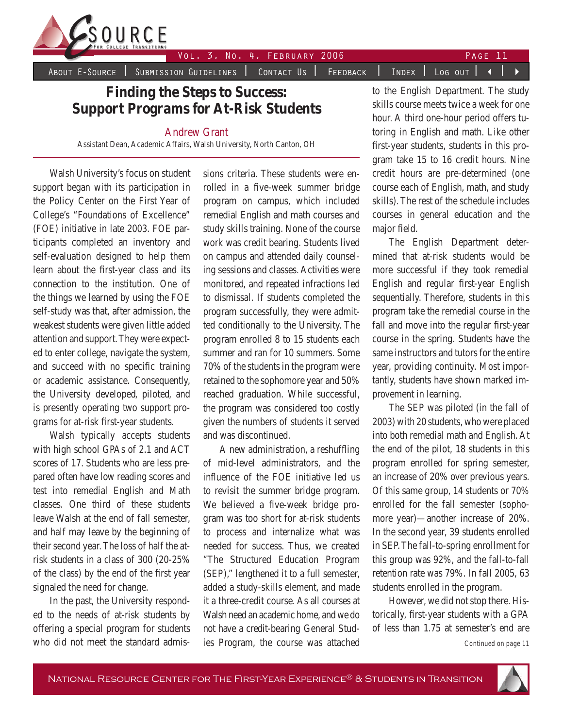# Finding the Steps to Success: Support Programs for At-Risk Students

Andrew Grant

Assistant Dean, Academic Affairs, Walsh University, North Canton, OH

Walsh University's focus on student support began with its participation in the Policy Center on the First Year of College's "Foundations of Excellence" (FOE) initiative in late 2003. FOE participants completed an inventory and self-evaluation designed to help them learn about the first-year class and its connection to the institution. One of the things we learned by using the FOE self-study was that, after admission, the weakest students were given little added attention and support. They were expected to enter college, navigate the system, and succeed with no specific training or academic assistance. Consequently, the University developed, piloted, and is presently operating two support programs for at-risk first-year students.

Walsh typically accepts students with high school GPAs of 2.1 and ACT scores of 17. Students who are less prepared often have low reading scores and test into remedial English and Math classes. One third of these students leave Walsh at the end of fall semester, and half may leave by the beginning of their second year. The loss of half the at-risk students in a class of 300 (20-25% of the class) by the end of the first year signaled the need for change.

In the past, the University responded to the needs of at-risk students by offering a special program for students who did not meet the standard admissions criteria. These students were enrolled in a five-week summer bridge program on campus, which included remedial English and math courses and study skills training. None of the course work was credit bearing. Students lived on campus and attended daily counseling sessions and classes. Activities were monitored, and repeated infractions led to dismissal. If students completed the program successfully, they were admitted conditionally to the University. The program enrolled 8 to 15 students each summer and ran for 10 summers. Some 70% of the students in the program were retained to the sophomore year and 50% reached graduation. While successful, the program was considered too costly given the numbers of students it served and was discontinued.

A new administration, a reshuffling of mid-level administrators, and the influence of the FOE initiative led us to revisit the summer bridge program. We believed a five-week bridge program was too short for at-risk students to process and internalize what was needed for success. Thus, we created "The Structured Education Program (SEP)," lengthened it to a full semester, added a study-skills element, and made it a three-credit course. As all courses at Walsh need an academic home, and we do not have a credit-bearing General Studies Program, the course was attached to the English Department. The study skills course meets twice a week for one hour. A third one-hour period offers tutoring in English and math. Like other first-year students, students in this program take 15 to 16 credit hours. Nine credit hours are pre-determined (one course each of English, math, and study skills). The rest of the schedule includes courses in general education and the major field.

The English Department determined that at-risk students would be more successful if they took remedial English and regular first-year English sequentially. Therefore, students in this program take the remedial course in the fall and move into the regular first-year course in the spring. Students have the same instructors and tutors for the entire year, providing continuity. Most importantly, students have shown marked improvement in learning.

The SEP was piloted (in the fall of 2003) with 20 students, who were placed into both remedial math and English. At the end of the pilot, 18 students in this program enrolled for spring semester, an increase of 20% over previous years. Of this same group, 14 students or 70% enrolled for the fall semester (sophomore year)—another increase of 20%. In the second year, 39 students enrolled in SEP. The fall-to-spring enrollment for this group was 92%, and the fall-to-fall retention rate was 79%. In fall 2005, 63 students enrolled in the program.

However, we did not stop there. Historically, first-year students with a GPA of less than 1.75 at semester's end are

*Continued on page 11*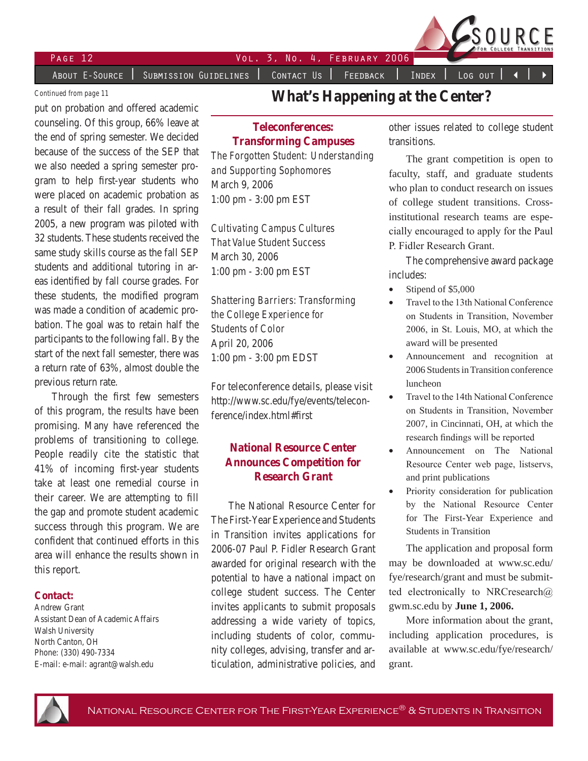Continued from page 11

put on probation and offered academic counseling. Of this group, 66% leave at the end of spring semester. We decided because of the success of the SEP that we also needed a spring semester program to help first-year students who were placed on academic probation as a result of their fall grades. In spring 2005, a new program was piloted with 32 students. These students received the same study skills course as the fall SEP students and additional tutoring in areas identified by fall course grades. For these students, the modified program was made a condition of academic probation. The goal was to retain half the participants to the following fall. By the start of the next fall semester, there was a return rate of 63%, almost double the previous return rate.

Through the first few semesters of this program, the results have been promising. Many have referenced the problems of transitioning to college. People readily cite the statistic that 41% of incoming first-year students take at least one remedial course in their career. We are attempting to fill the gap and promote student academic success through this program. We are confident that continued efforts in this area will enhance the results shown in this report.

**Contact:**

Andrew Grant
Assistant Dean of Academic Affairs
Walsh University
North Canton, OH
Phone: (330) 490-7334
E-mail: e-mail: agrant@walsh.edu

# What's Happening at the Center?

## Teleconferences: Transforming Campuses

*The Forgotten Student: Understanding and Supporting Sophomores*
March 9, 2006
1:00 pm - 3:00 pm EST

*Cultivating Campus Cultures That Value Student Success*
March 30, 2006
1:00 pm - 3:00 pm EST

*Shattering Barriers: Transforming the College Experience for Students of Color*
April 20, 2006
1:00 pm - 3:00 pm EDST

For teleconference details, please visit http://www.sc.edu/fye/events/teleconference/index.html#first

## National Resource Center Announces Competition for Research Grant

The National Resource Center for The First-Year Experience and Students in Transition invites applications for 2006-07 Paul P. Fidler Research Grant awarded for original research with the potential to have a national impact on college student success. The Center invites applicants to submit proposals addressing a wide variety of topics, including students of color, community colleges, advising, transfer and articulation, administrative policies, and other issues related to college student transitions.

The grant competition is open to faculty, staff, and graduate students who plan to conduct research on issues of college student transitions. Cross-institutional research teams are especially encouraged to apply for the Paul P. Fidler Research Grant.

The comprehensive award package includes:

- Stipend of $5,000
- Travel to the 13th National Conference on Students in Transition, November 2006, in St. Louis, MO, at which the award will be presented
- Announcement and recognition at 2006 Students in Transition conference luncheon
- Travel to the 14th National Conference on Students in Transition, November 2007, in Cincinnati, OH, at which the research findings will be reported
- Announcement on The National Resource Center web page, listservs, and print publications
- Priority consideration for publication by the National Resource Center for The First-Year Experience and Students in Transition

The application and proposal form may be downloaded at www.sc.edu/fye/research/grant and must be submitted electronically to NRCresearch@gwm.sc.edu by **June 1, 2006.**

More information about the grant, including application procedures, is available at www.sc.edu/fye/research/grant.